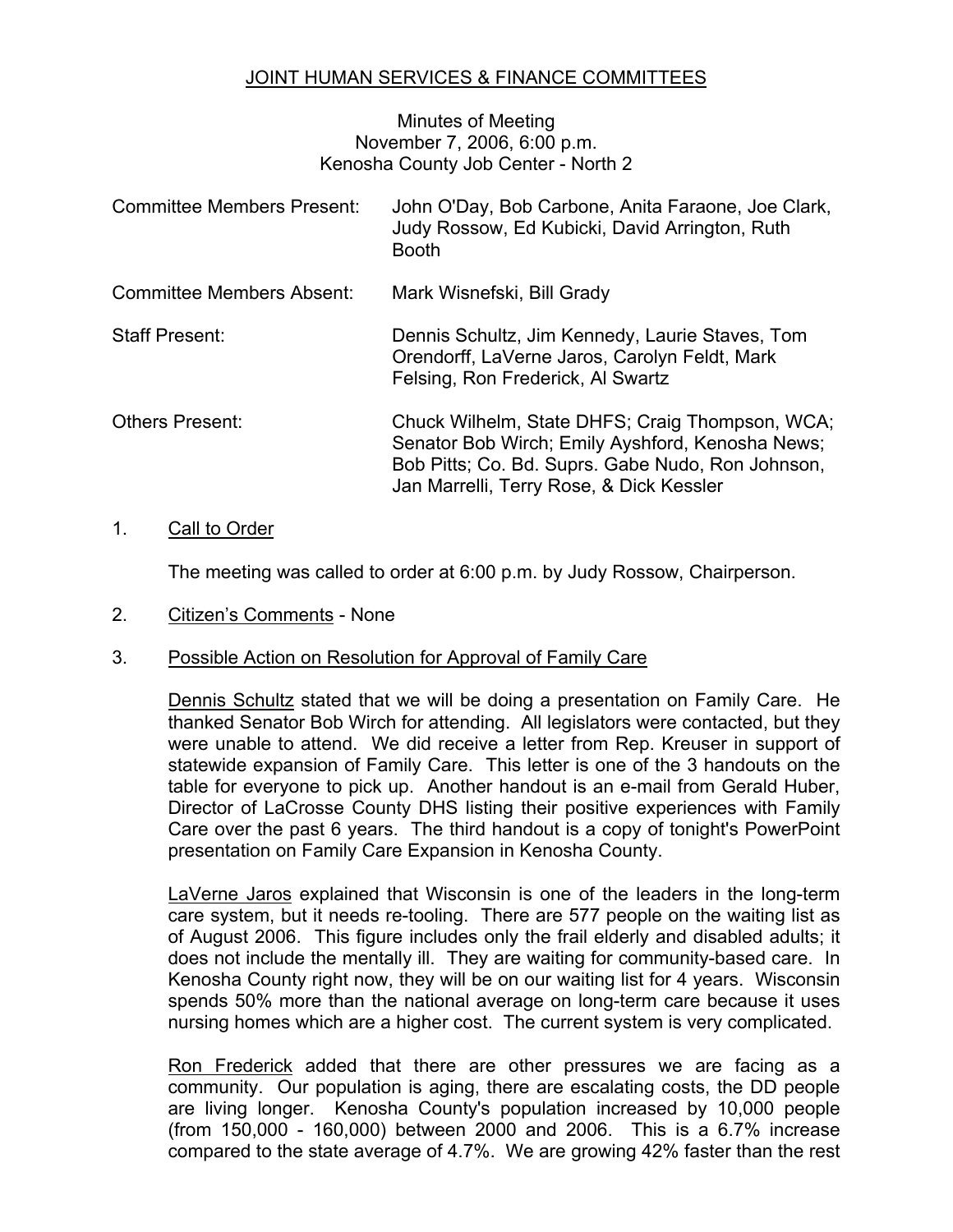# JOINT HUMAN SERVICES & FINANCE COMMITTEES

Minutes of Meeting
November 7, 2006, 6:00 p.m.
Kenosha County Job Center - North 2

| | |
|---|---|
| Committee Members Present: | John O'Day, Bob Carbone, Anita Faraone, Joe Clark, Judy Rossow, Ed Kubicki, David Arrington, Ruth Booth |
| Committee Members Absent: | Mark Wisnefski, Bill Grady |
| Staff Present: | Dennis Schultz, Jim Kennedy, Laurie Staves, Tom Orendorff, LaVerne Jaros, Carolyn Feldt, Mark Felsing, Ron Frederick, Al Swartz |
| Others Present: | Chuck Wilhelm, State DHFS; Craig Thompson, WCA; Senator Bob Wirch; Emily Ayshford, Kenosha News; Bob Pitts; Co. Bd. Suprs. Gabe Nudo, Ron Johnson, Jan Marrelli, Terry Rose, & Dick Kessler |

1. Call to Order

   The meeting was called to order at 6:00 p.m. by Judy Rossow, Chairperson.

2. Citizen's Comments - None

3. Possible Action on Resolution for Approval of Family Care

   Dennis Schultz stated that we will be doing a presentation on Family Care. He thanked Senator Bob Wirch for attending. All legislators were contacted, but they were unable to attend. We did receive a letter from Rep. Kreuser in support of statewide expansion of Family Care. This letter is one of the 3 handouts on the table for everyone to pick up. Another handout is an e-mail from Gerald Huber, Director of LaCrosse County DHS listing their positive experiences with Family Care over the past 6 years. The third handout is a copy of tonight's PowerPoint presentation on Family Care Expansion in Kenosha County.

   LaVerne Jaros explained that Wisconsin is one of the leaders in the long-term care system, but it needs re-tooling. There are 577 people on the waiting list as of August 2006. This figure includes only the frail elderly and disabled adults; it does not include the mentally ill. They are waiting for community-based care. In Kenosha County right now, they will be on our waiting list for 4 years. Wisconsin spends 50% more than the national average on long-term care because it uses nursing homes which are a higher cost. The current system is very complicated.

   Ron Frederick added that there are other pressures we are facing as a community. Our population is aging, there are escalating costs, the DD people are living longer. Kenosha County's population increased by 10,000 people (from 150,000 - 160,000) between 2000 and 2006. This is a 6.7% increase compared to the state average of 4.7%. We are growing 42% faster than the rest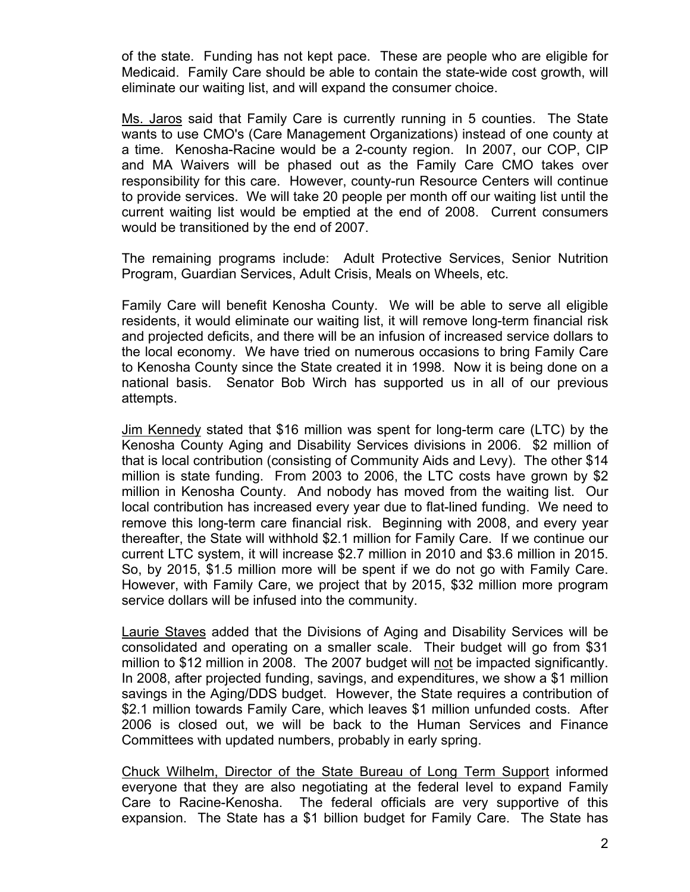of the state. Funding has not kept pace. These are people who are eligible for Medicaid. Family Care should be able to contain the state-wide cost growth, will eliminate our waiting list, and will expand the consumer choice.

Ms. Jaros said that Family Care is currently running in 5 counties. The State wants to use CMO's (Care Management Organizations) instead of one county at a time. Kenosha-Racine would be a 2-county region. In 2007, our COP, CIP and MA Waivers will be phased out as the Family Care CMO takes over responsibility for this care. However, county-run Resource Centers will continue to provide services. We will take 20 people per month off our waiting list until the current waiting list would be emptied at the end of 2008. Current consumers would be transitioned by the end of 2007.

The remaining programs include: Adult Protective Services, Senior Nutrition Program, Guardian Services, Adult Crisis, Meals on Wheels, etc.

Family Care will benefit Kenosha County. We will be able to serve all eligible residents, it would eliminate our waiting list, it will remove long-term financial risk and projected deficits, and there will be an infusion of increased service dollars to the local economy. We have tried on numerous occasions to bring Family Care to Kenosha County since the State created it in 1998. Now it is being done on a national basis. Senator Bob Wirch has supported us in all of our previous attempts.

Jim Kennedy stated that $16 million was spent for long-term care (LTC) by the Kenosha County Aging and Disability Services divisions in 2006. $2 million of that is local contribution (consisting of Community Aids and Levy). The other $14 million is state funding. From 2003 to 2006, the LTC costs have grown by $2 million in Kenosha County. And nobody has moved from the waiting list. Our local contribution has increased every year due to flat-lined funding. We need to remove this long-term care financial risk. Beginning with 2008, and every year thereafter, the State will withhold $2.1 million for Family Care. If we continue our current LTC system, it will increase $2.7 million in 2010 and $3.6 million in 2015. So, by 2015, $1.5 million more will be spent if we do not go with Family Care. However, with Family Care, we project that by 2015, $32 million more program service dollars will be infused into the community.

Laurie Staves added that the Divisions of Aging and Disability Services will be consolidated and operating on a smaller scale. Their budget will go from $31 million to $12 million in 2008. The 2007 budget will not be impacted significantly. In 2008, after projected funding, savings, and expenditures, we show a $1 million savings in the Aging/DDS budget. However, the State requires a contribution of $2.1 million towards Family Care, which leaves $1 million unfunded costs. After 2006 is closed out, we will be back to the Human Services and Finance Committees with updated numbers, probably in early spring.

Chuck Wilhelm, Director of the State Bureau of Long Term Support informed everyone that they are also negotiating at the federal level to expand Family Care to Racine-Kenosha. The federal officials are very supportive of this expansion. The State has a $1 billion budget for Family Care. The State has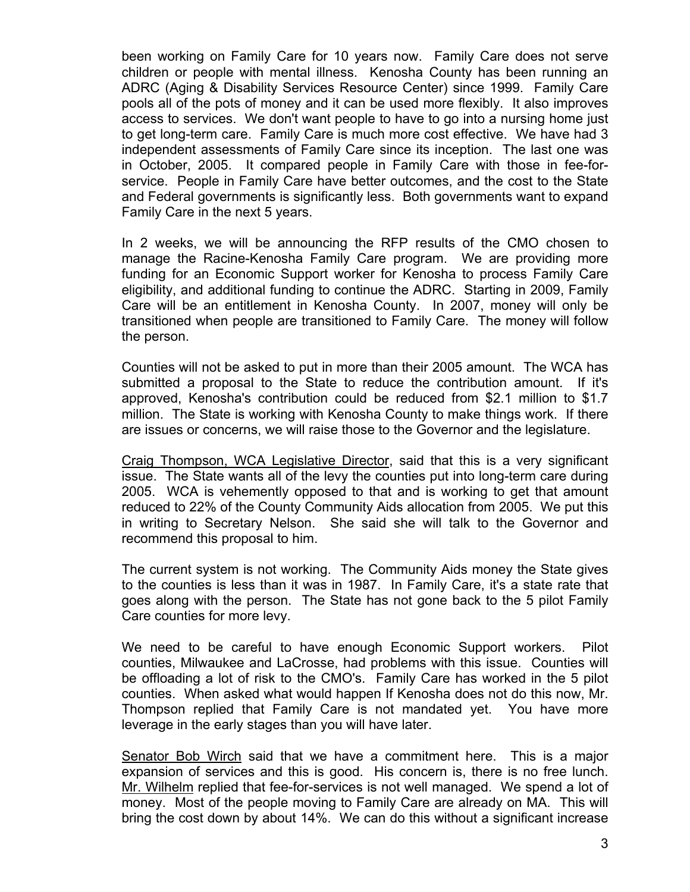been working on Family Care for 10 years now. Family Care does not serve children or people with mental illness. Kenosha County has been running an ADRC (Aging & Disability Services Resource Center) since 1999. Family Care pools all of the pots of money and it can be used more flexibly. It also improves access to services. We don't want people to have to go into a nursing home just to get long-term care. Family Care is much more cost effective. We have had 3 independent assessments of Family Care since its inception. The last one was in October, 2005. It compared people in Family Care with those in fee-for-service. People in Family Care have better outcomes, and the cost to the State and Federal governments is significantly less. Both governments want to expand Family Care in the next 5 years.

In 2 weeks, we will be announcing the RFP results of the CMO chosen to manage the Racine-Kenosha Family Care program. We are providing more funding for an Economic Support worker for Kenosha to process Family Care eligibility, and additional funding to continue the ADRC. Starting in 2009, Family Care will be an entitlement in Kenosha County. In 2007, money will only be transitioned when people are transitioned to Family Care. The money will follow the person.

Counties will not be asked to put in more than their 2005 amount. The WCA has submitted a proposal to the State to reduce the contribution amount. If it's approved, Kenosha's contribution could be reduced from $2.1 million to $1.7 million. The State is working with Kenosha County to make things work. If there are issues or concerns, we will raise those to the Governor and the legislature.

<u>Craig Thompson, WCA Legislative Director</u>, said that this is a very significant issue. The State wants all of the levy the counties put into long-term care during 2005. WCA is vehemently opposed to that and is working to get that amount reduced to 22% of the County Community Aids allocation from 2005. We put this in writing to Secretary Nelson. She said she will talk to the Governor and recommend this proposal to him.

The current system is not working. The Community Aids money the State gives to the counties is less than it was in 1987. In Family Care, it's a state rate that goes along with the person. The State has not gone back to the 5 pilot Family Care counties for more levy.

We need to be careful to have enough Economic Support workers. Pilot counties, Milwaukee and LaCrosse, had problems with this issue. Counties will be offloading a lot of risk to the CMO's. Family Care has worked in the 5 pilot counties. When asked what would happen If Kenosha does not do this now, Mr. Thompson replied that Family Care is not mandated yet. You have more leverage in the early stages than you will have later.

<u>Senator Bob Wirch</u> said that we have a commitment here. This is a major expansion of services and this is good. His concern is, there is no free lunch. <u>Mr. Wilhelm</u> replied that fee-for-services is not well managed. We spend a lot of money. Most of the people moving to Family Care are already on MA. This will bring the cost down by about 14%. We can do this without a significant increase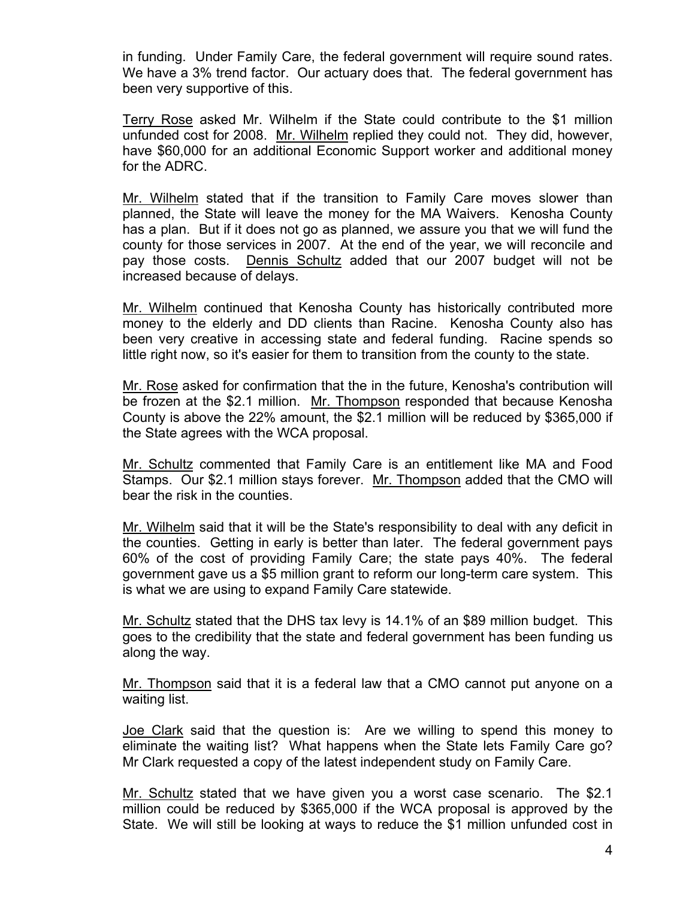in funding. Under Family Care, the federal government will require sound rates. We have a 3% trend factor. Our actuary does that. The federal government has been very supportive of this.

Terry Rose asked Mr. Wilhelm if the State could contribute to the $1 million unfunded cost for 2008. Mr. Wilhelm replied they could not. They did, however, have $60,000 for an additional Economic Support worker and additional money for the ADRC.

Mr. Wilhelm stated that if the transition to Family Care moves slower than planned, the State will leave the money for the MA Waivers. Kenosha County has a plan. But if it does not go as planned, we assure you that we will fund the county for those services in 2007. At the end of the year, we will reconcile and pay those costs. Dennis Schultz added that our 2007 budget will not be increased because of delays.

Mr. Wilhelm continued that Kenosha County has historically contributed more money to the elderly and DD clients than Racine. Kenosha County also has been very creative in accessing state and federal funding. Racine spends so little right now, so it's easier for them to transition from the county to the state.

Mr. Rose asked for confirmation that the in the future, Kenosha's contribution will be frozen at the $2.1 million. Mr. Thompson responded that because Kenosha County is above the 22% amount, the $2.1 million will be reduced by $365,000 if the State agrees with the WCA proposal.

Mr. Schultz commented that Family Care is an entitlement like MA and Food Stamps. Our $2.1 million stays forever. Mr. Thompson added that the CMO will bear the risk in the counties.

Mr. Wilhelm said that it will be the State's responsibility to deal with any deficit in the counties. Getting in early is better than later. The federal government pays 60% of the cost of providing Family Care; the state pays 40%. The federal government gave us a $5 million grant to reform our long-term care system. This is what we are using to expand Family Care statewide.

Mr. Schultz stated that the DHS tax levy is 14.1% of an $89 million budget. This goes to the credibility that the state and federal government has been funding us along the way.

Mr. Thompson said that it is a federal law that a CMO cannot put anyone on a waiting list.

Joe Clark said that the question is: Are we willing to spend this money to eliminate the waiting list? What happens when the State lets Family Care go? Mr Clark requested a copy of the latest independent study on Family Care.

Mr. Schultz stated that we have given you a worst case scenario. The $2.1 million could be reduced by $365,000 if the WCA proposal is approved by the State. We will still be looking at ways to reduce the $1 million unfunded cost in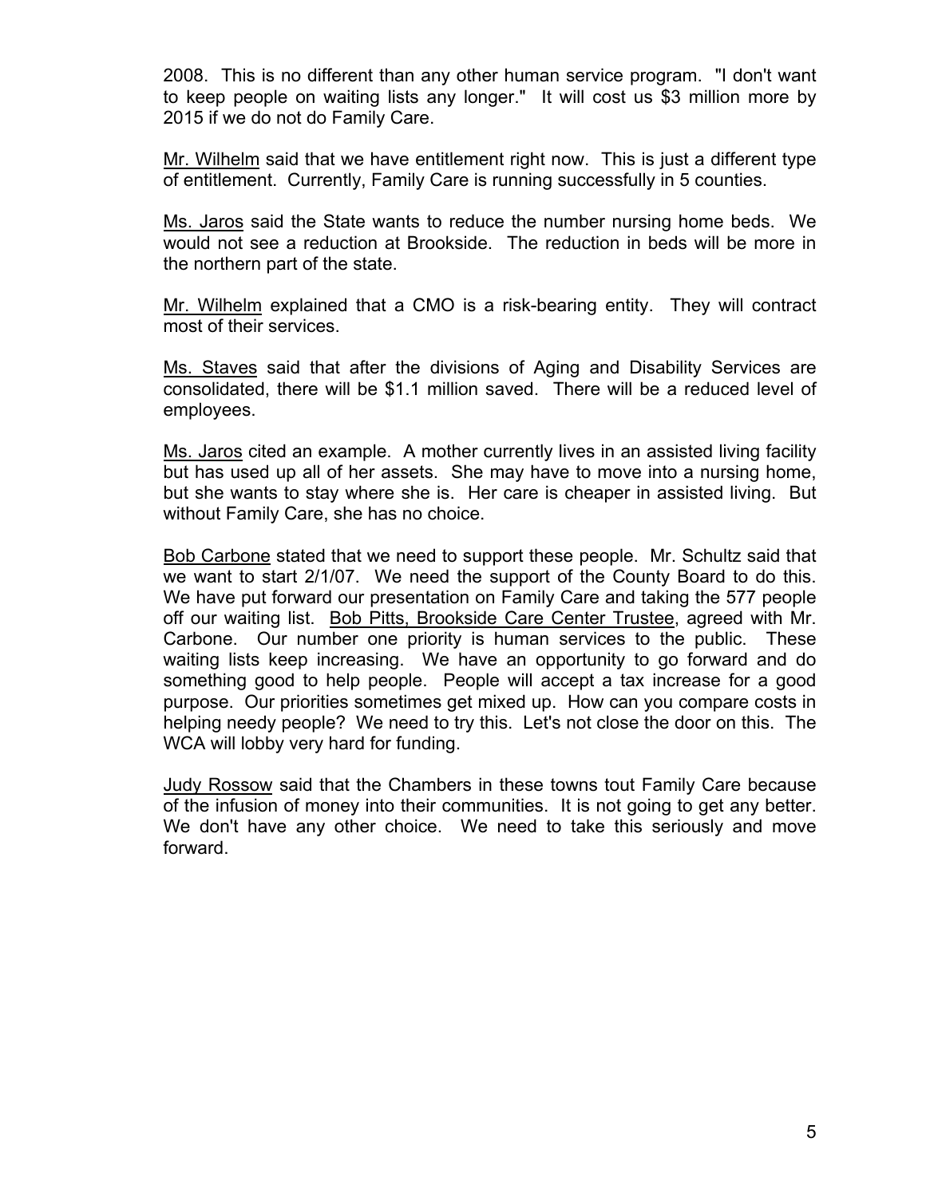2008. This is no different than any other human service program. "I don't want to keep people on waiting lists any longer." It will cost us $3 million more by 2015 if we do not do Family Care.

Mr. Wilhelm said that we have entitlement right now. This is just a different type of entitlement. Currently, Family Care is running successfully in 5 counties.

Ms. Jaros said the State wants to reduce the number nursing home beds. We would not see a reduction at Brookside. The reduction in beds will be more in the northern part of the state.

Mr. Wilhelm explained that a CMO is a risk-bearing entity. They will contract most of their services.

Ms. Staves said that after the divisions of Aging and Disability Services are consolidated, there will be $1.1 million saved. There will be a reduced level of employees.

Ms. Jaros cited an example. A mother currently lives in an assisted living facility but has used up all of her assets. She may have to move into a nursing home, but she wants to stay where she is. Her care is cheaper in assisted living. But without Family Care, she has no choice.

Bob Carbone stated that we need to support these people. Mr. Schultz said that we want to start 2/1/07. We need the support of the County Board to do this. We have put forward our presentation on Family Care and taking the 577 people off our waiting list. Bob Pitts, Brookside Care Center Trustee, agreed with Mr. Carbone. Our number one priority is human services to the public. These waiting lists keep increasing. We have an opportunity to go forward and do something good to help people. People will accept a tax increase for a good purpose. Our priorities sometimes get mixed up. How can you compare costs in helping needy people? We need to try this. Let's not close the door on this. The WCA will lobby very hard for funding.

Judy Rossow said that the Chambers in these towns tout Family Care because of the infusion of money into their communities. It is not going to get any better. We don't have any other choice. We need to take this seriously and move forward.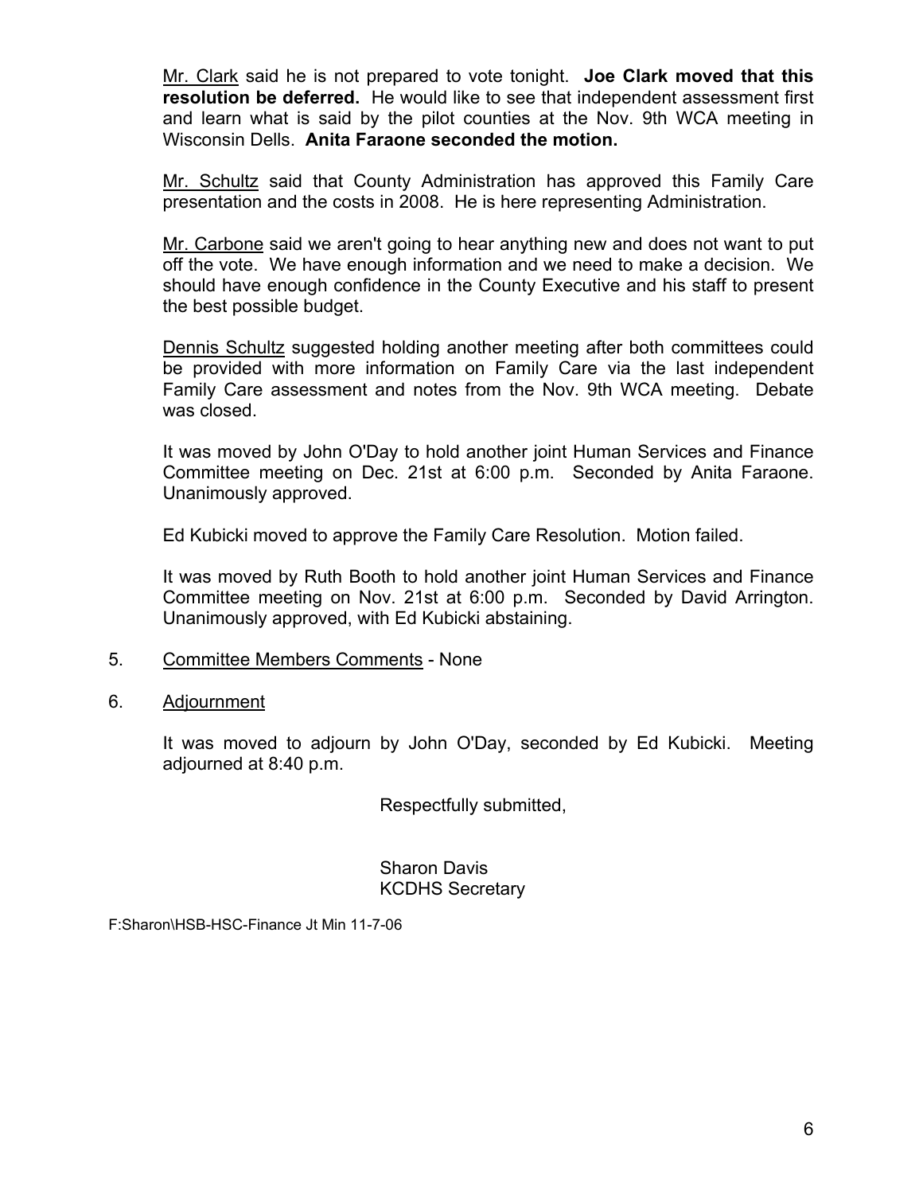Mr. Clark said he is not prepared to vote tonight. **Joe Clark moved that this resolution be deferred.** He would like to see that independent assessment first and learn what is said by the pilot counties at the Nov. 9th WCA meeting in Wisconsin Dells. **Anita Faraone seconded the motion.**

Mr. Schultz said that County Administration has approved this Family Care presentation and the costs in 2008. He is here representing Administration.

Mr. Carbone said we aren't going to hear anything new and does not want to put off the vote. We have enough information and we need to make a decision. We should have enough confidence in the County Executive and his staff to present the best possible budget.

Dennis Schultz suggested holding another meeting after both committees could be provided with more information on Family Care via the last independent Family Care assessment and notes from the Nov. 9th WCA meeting. Debate was closed.

It was moved by John O'Day to hold another joint Human Services and Finance Committee meeting on Dec. 21st at 6:00 p.m. Seconded by Anita Faraone. Unanimously approved.

Ed Kubicki moved to approve the Family Care Resolution. Motion failed.

It was moved by Ruth Booth to hold another joint Human Services and Finance Committee meeting on Nov. 21st at 6:00 p.m. Seconded by David Arrington. Unanimously approved, with Ed Kubicki abstaining.

5. Committee Members Comments - None

6. Adjournment

   It was moved to adjourn by John O'Day, seconded by Ed Kubicki. Meeting adjourned at 8:40 p.m.

Respectfully submitted,

Sharon Davis
KCDHS Secretary

F:Sharon\HSB-HSC-Finance Jt Min 11-7-06